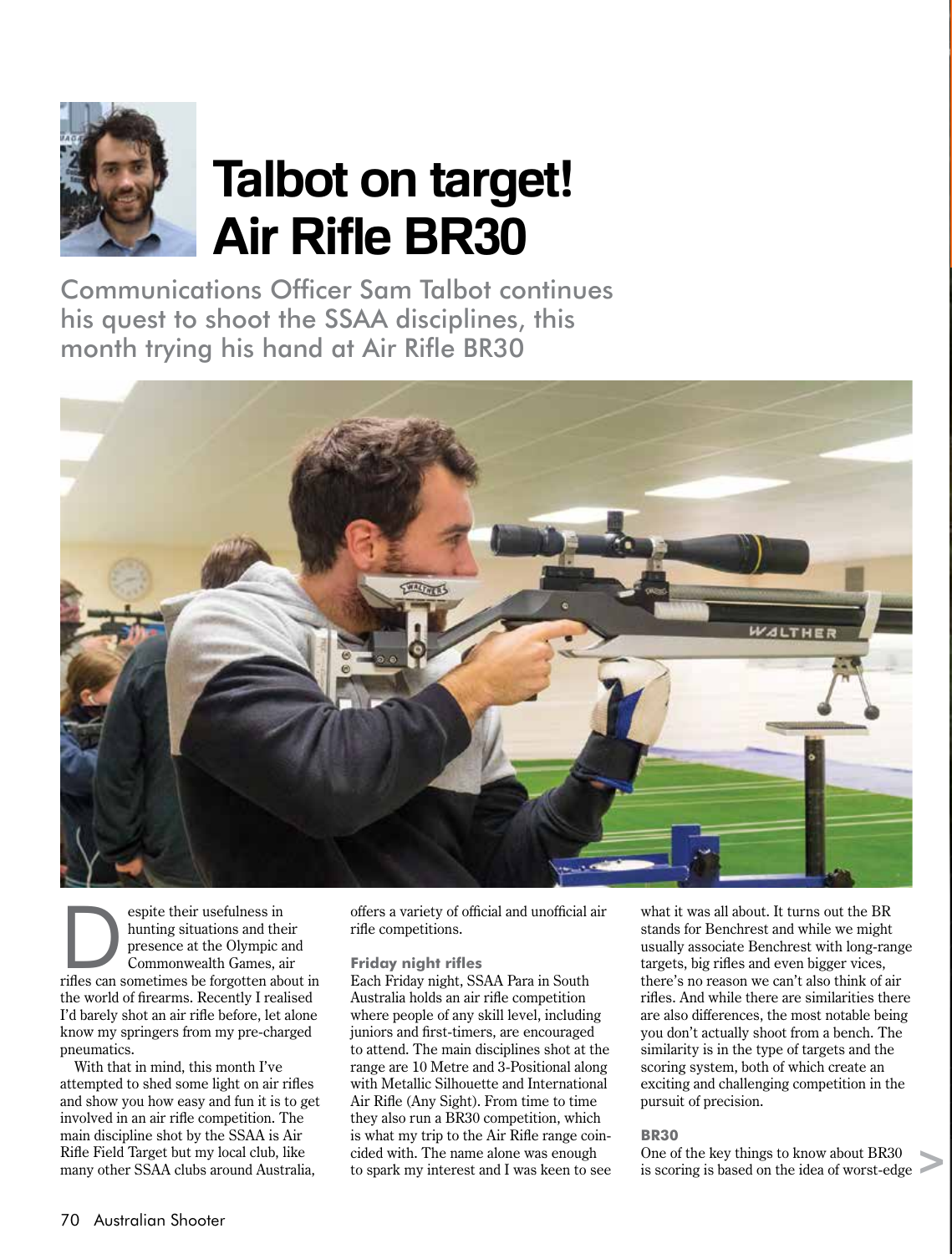# Talbot on target! Air Rifle BR30

Communications Officer Sam Talbot continues his quest to shoot the SSAA disciplines, this month trying his hand at Air Rifle BR30

Despite their usefulness in hunting situations and their presence at the Olympic and Commonwealth Games, air rifles can sometimes be forgotten about in the world of firearms. Recently I realised I'd barely shot an air rifle before, let alone know my springers from my pre-charged pneumatics.

With that in mind, this month I've attempted to shed some light on air rifles and show you how easy and fun it is to get involved in an air rifle competition. The main discipline shot by the SSAA is Air Rifle Field Target but my local club, like many other SSAA clubs around Australia, offers a variety of official and unofficial air rifle competitions.

### Friday night rifles

Each Friday night, SSAA Para in South Australia holds an air rifle competition where people of any skill level, including juniors and first-timers, are encouraged to attend. The main disciplines shot at the range are 10 Metre and 3-Positional along with Metallic Silhouette and International Air Rifle (Any Sight). From time to time they also run a BR30 competition, which is what my trip to the Air Rifle range coincided with. The name alone was enough to spark my interest and I was keen to see what it was all about. It turns out the BR stands for Benchrest and while we might usually associate Benchrest with long-range targets, big rifles and even bigger vices, there's no reason we can't also think of air rifles. And while there are similarities there are also differences, the most notable being you don't actually shoot from a bench. The similarity is in the type of targets and the scoring system, both of which create an exciting and challenging competition in the pursuit of precision.

### BR30

One of the key things to know about BR30 is scoring is based on the idea of worst-edge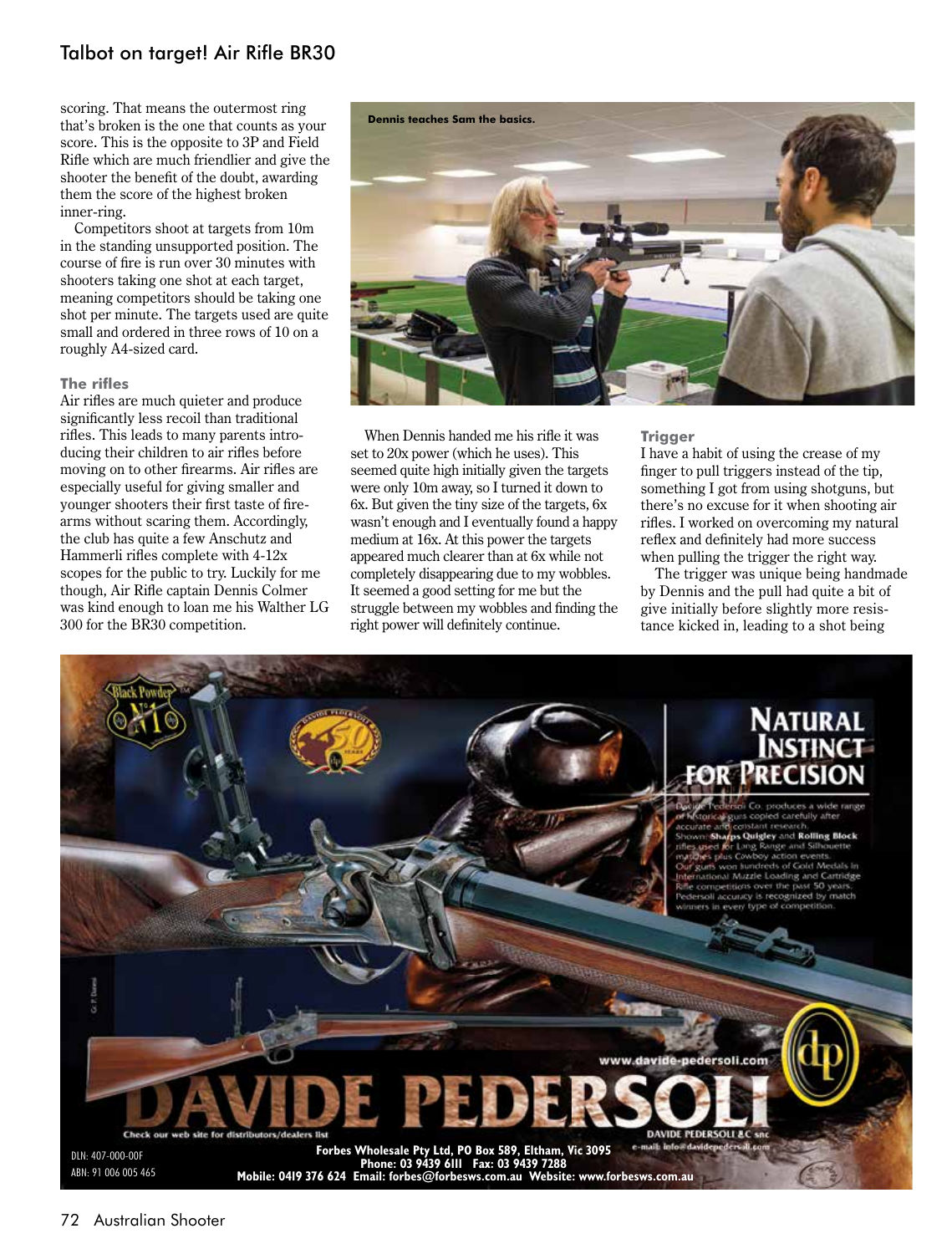scoring. That means the outermost ring that's broken is the one that counts as your score. This is the opposite to 3P and Field Rifle which are much friendlier and give the shooter the benefit of the doubt, awarding them the score of the highest broken inner-ring.

Competitors shoot at targets from 10m in the standing unsupported position. The course of fire is run over 30 minutes with shooters taking one shot at each target, meaning competitors should be taking one shot per minute. The targets used are quite small and ordered in three rows of 10 on a roughly A4-sized card.

### The rifles

Air rifles are much quieter and produce significantly less recoil than traditional rifles. This leads to many parents introducing their children to air rifles before moving on to other firearms. Air rifles are especially useful for giving smaller and younger shooters their first taste of firearms without scaring them. Accordingly, the club has quite a few Anschutz and Hammerli rifles complete with 4-12x scopes for the public to try. Luckily for me though, Air Rifle captain Dennis Colmer was kind enough to loan me his Walther LG 300 for the BR30 competition.

Dennis teaches Sam the basics.

When Dennis handed me his rifle it was set to 20x power (which he uses). This seemed quite high initially given the targets were only 10m away, so I turned it down to 6x. But given the tiny size of the targets, 6x wasn't enough and I eventually found a happy medium at 16x. At this power the targets appeared much clearer than at 6x while not completely disappearing due to my wobbles. It seemed a good setting for me but the struggle between my wobbles and finding the right power will definitely continue.

### Trigger

I have a habit of using the crease of my finger to pull triggers instead of the tip, something I got from using shotguns, but there's no excuse for it when shooting air rifles. I worked on overcoming my natural reflex and definitely had more success when pulling the trigger the right way.

The trigger was unique being handmade by Dennis and the pull had quite a bit of give initially before slightly more resistance kicked in, leading to a shot being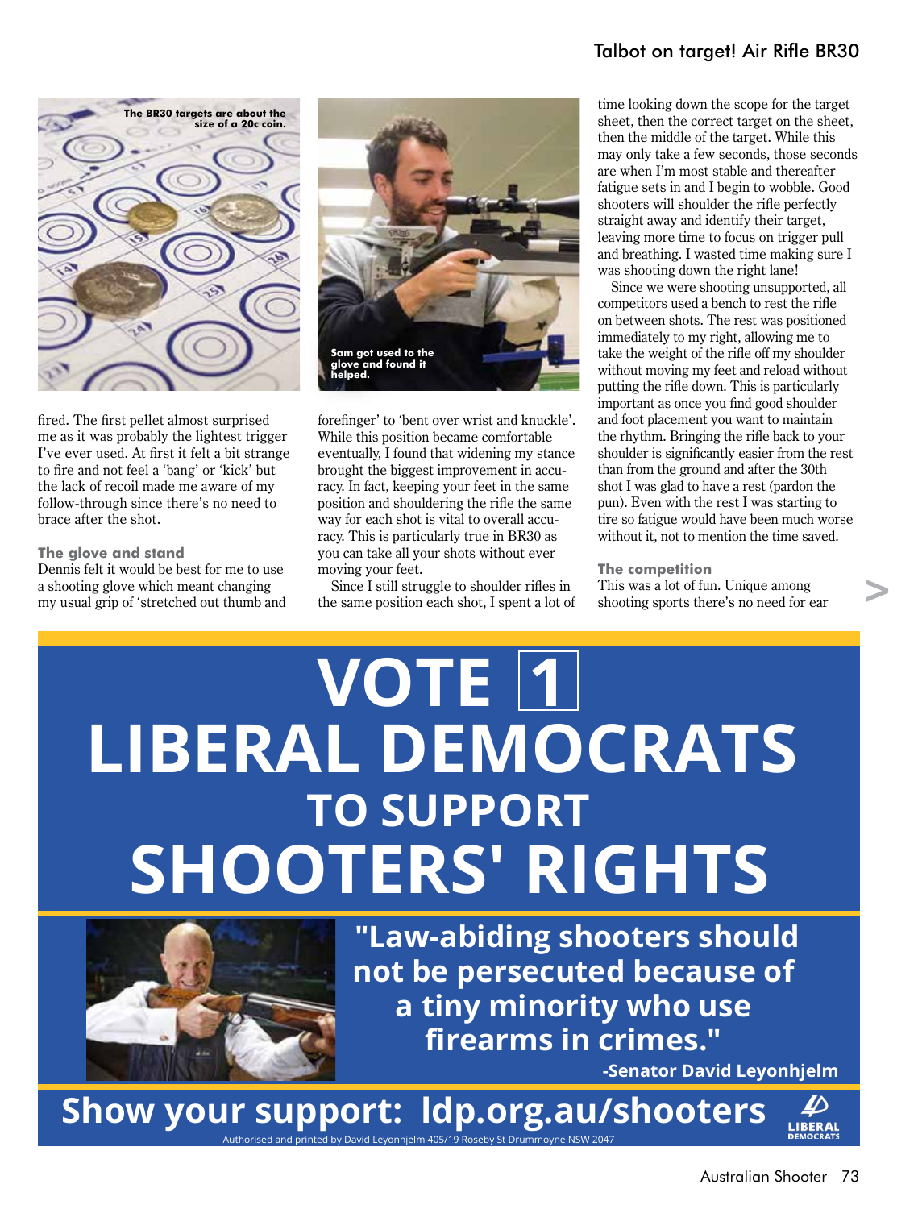The BR30 targets are about the size of a 20c coin.

Sam got used to the glove and found it helped.

fired. The first pellet almost surprised me as it was probably the lightest trigger I've ever used. At first it felt a bit strange to fire and not feel a 'bang' or 'kick' but the lack of recoil made me aware of my follow-through since there's no need to brace after the shot.

### The glove and stand

Dennis felt it would be best for me to use a shooting glove which meant changing my usual grip of 'stretched out thumb and forefinger' to 'bent over wrist and knuckle'. While this position became comfortable eventually, I found that widening my stance brought the biggest improvement in accuracy. In fact, keeping your feet in the same position and shouldering the rifle the same way for each shot is vital to overall accuracy. This is particularly true in BR30 as you can take all your shots without ever moving your feet.

Since I still struggle to shoulder rifles in the same position each shot, I spent a lot of time looking down the scope for the target sheet, then the correct target on the sheet, then the middle of the target. While this may only take a few seconds, those seconds are when I'm most stable and thereafter fatigue sets in and I begin to wobble. Good shooters will shoulder the rifle perfectly straight away and identify their target, leaving more time to focus on trigger pull and breathing. I wasted time making sure I was shooting down the right lane!

Since we were shooting unsupported, all competitors used a bench to rest the rifle on between shots. The rest was positioned immediately to my right, allowing me to take the weight of the rifle off my shoulder without moving my feet and reload without putting the rifle down. This is particularly important as once you find good shoulder and foot placement you want to maintain the rhythm. Bringing the rifle back to your shoulder is significantly easier from the rest than from the ground and after the 30th shot I was glad to have a rest (pardon the pun). Even with the rest I was starting to tire so fatigue would have been much worse without it, not to mention the time saved.

### The competition

This was a lot of fun. Unique among shooting sports there's no need for ear

# VOTE 1 LIBERAL DEMOCRATS TO SUPPORT SHOOTERS' RIGHTS

**"Law-abiding shooters should not be persecuted because of a tiny minority who use firearms in crimes."**

**-Senator David Leyonhjelm**

**Show your support: ldp.org.au/shooters**

Authorised and printed by David Leyonhjelm 405/19 Roseby St Drummoyne NSW 2047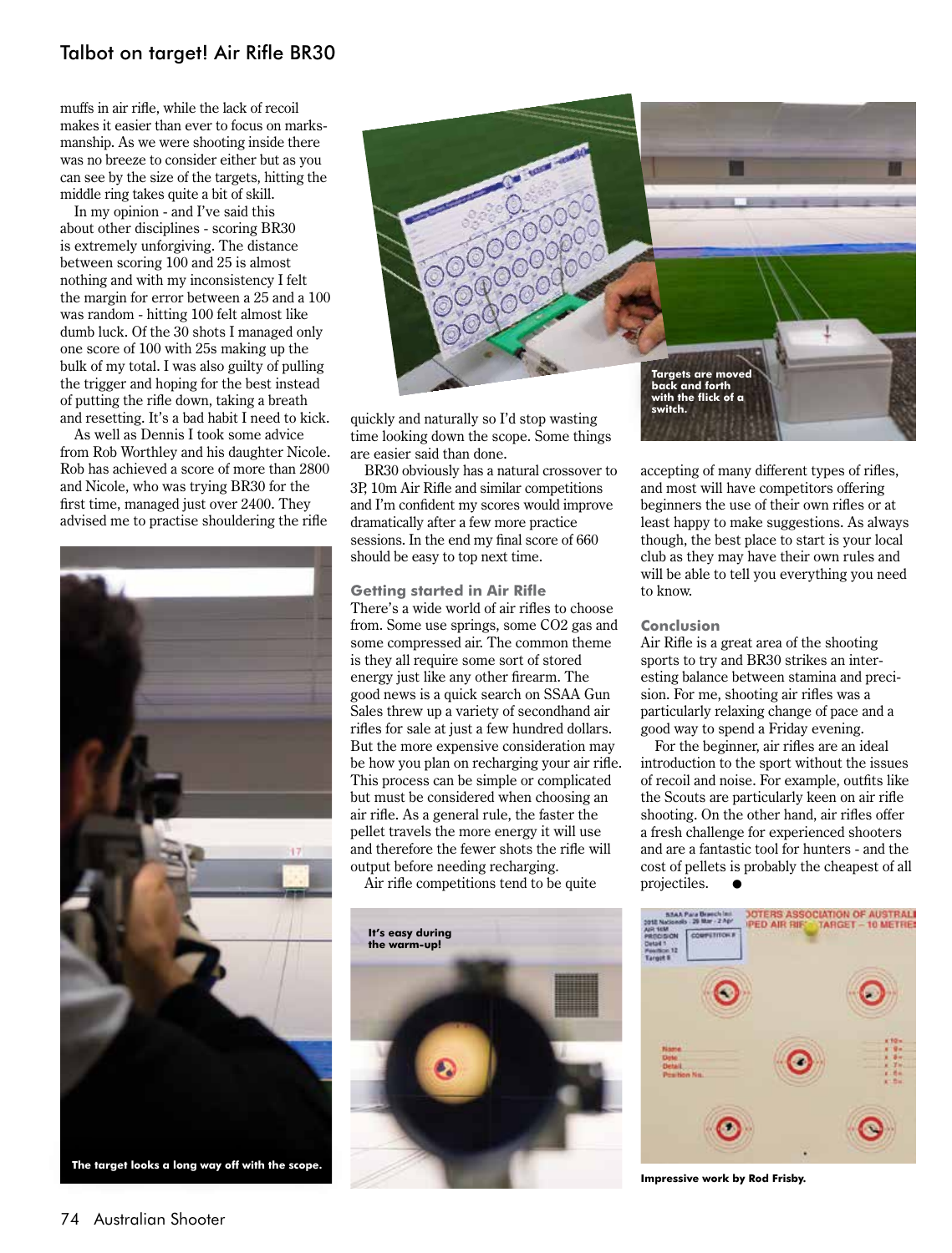muffs in air rifle, while the lack of recoil makes it easier than ever to focus on marksmanship. As we were shooting inside there was no breeze to consider either but as you can see by the size of the targets, hitting the middle ring takes quite a bit of skill.

In my opinion - and I've said this about other disciplines - scoring BR30 is extremely unforgiving. The distance between scoring 100 and 25 is almost nothing and with my inconsistency I felt the margin for error between a 25 and a 100 was random - hitting 100 felt almost like dumb luck. Of the 30 shots I managed only one score of 100 with 25s making up the bulk of my total. I was also guilty of pulling the trigger and hoping for the best instead of putting the rifle down, taking a breath and resetting. It's a bad habit I need to kick.

As well as Dennis I took some advice from Rob Worthley and his daughter Nicole. Rob has achieved a score of more than 2800 and Nicole, who was trying BR30 for the first time, managed just over 2400. They advised me to practise shouldering the rifle quickly and naturally so I'd stop wasting time looking down the scope. Some things are easier said than done.

BR30 obviously has a natural crossover to 3P, 10m Air Rifle and similar competitions and I'm confident my scores would improve dramatically after a few more practice sessions. In the end my final score of 660 should be easy to top next time.

The target looks a long way off with the scope.

Targets are moved back and forth with the flick of a switch.

## Getting started in Air Rifle

There's a wide world of air rifles to choose from. Some use springs, some CO2 gas and some compressed air. The common theme is they all require some sort of stored energy just like any other firearm. The good news is a quick search on SSAA Gun Sales threw up a variety of secondhand air rifles for sale at just a few hundred dollars. But the more expensive consideration may be how you plan on recharging your air rifle. This process can be simple or complicated but must be considered when choosing an air rifle. As a general rule, the faster the pellet travels the more energy it will use and therefore the fewer shots the rifle will output before needing recharging.

Air rifle competitions tend to be quite accepting of many different types of rifles, and most will have competitors offering beginners the use of their own rifles or at least happy to make suggestions. As always though, the best place to start is your local club as they may have their own rules and will be able to tell you everything you need to know.

## Conclusion

Air Rifle is a great area of the shooting sports to try and BR30 strikes an interesting balance between stamina and precision. For me, shooting air rifles was a particularly relaxing change of pace and a good way to spend a Friday evening.

For the beginner, air rifles are an ideal introduction to the sport without the issues of recoil and noise. For example, outfits like the Scouts are particularly keen on air rifle shooting. On the other hand, air rifles offer a fresh challenge for experienced shooters and are a fantastic tool for hunters - and the cost of pellets is probably the cheapest of all projectiles. ●

It's easy during the warm-up!

Impressive work by Rod Frisby.